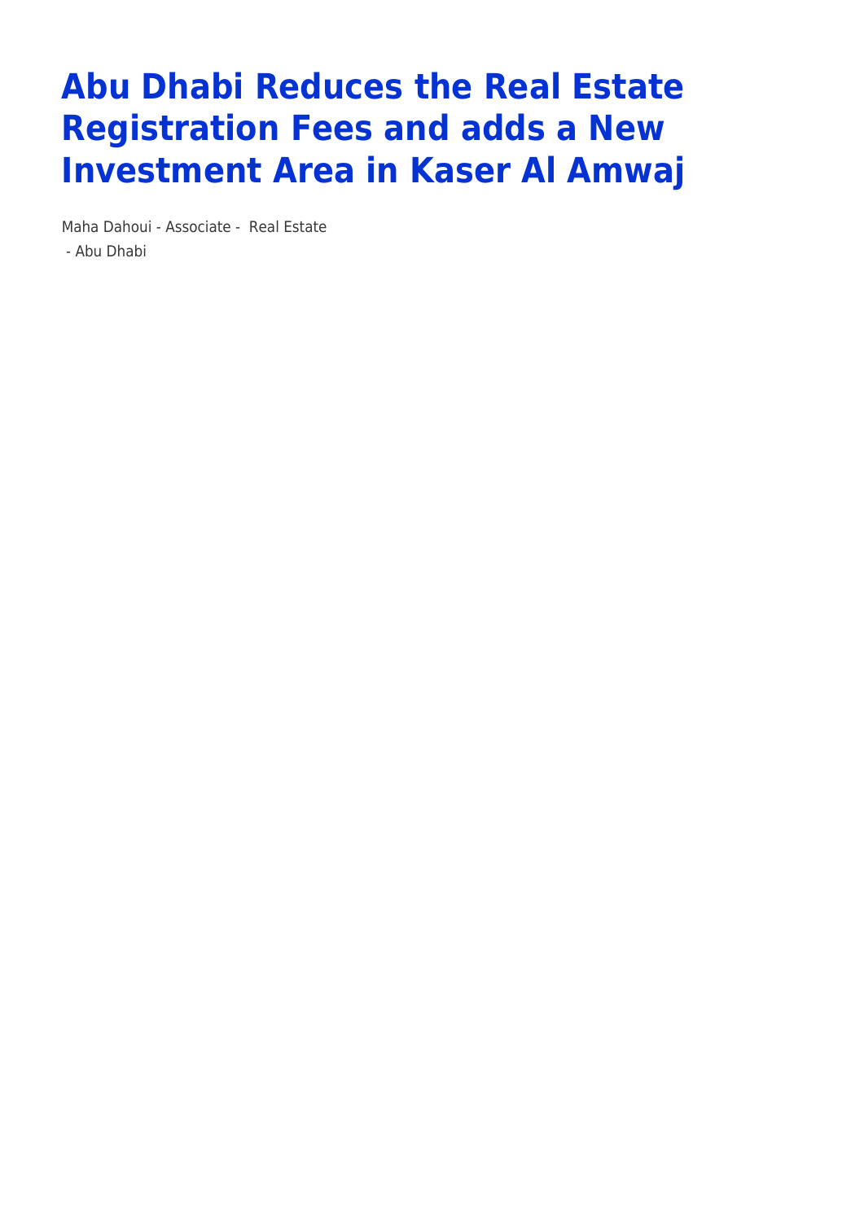# Abu Dhabi Reduces the Real Estate Registration Fees and adds a New Investment Area in Kaser Al Amwaj

Maha Dahoui - Associate - Real Estate
- Abu Dhabi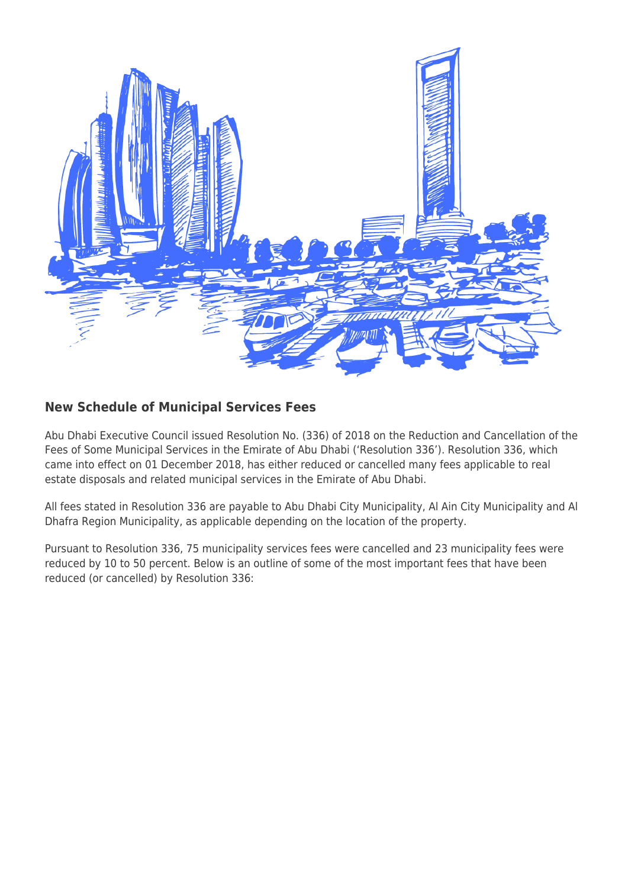## New Schedule of Municipal Services Fees

Abu Dhabi Executive Council issued Resolution No. (336) of 2018 on the Reduction and Cancellation of the Fees of Some Municipal Services in the Emirate of Abu Dhabi ('Resolution 336'). Resolution 336, which came into effect on 01 December 2018, has either reduced or cancelled many fees applicable to real estate disposals and related municipal services in the Emirate of Abu Dhabi.

All fees stated in Resolution 336 are payable to Abu Dhabi City Municipality, Al Ain City Municipality and Al Dhafra Region Municipality, as applicable depending on the location of the property.

Pursuant to Resolution 336, 75 municipality services fees were cancelled and 23 municipality fees were reduced by 10 to 50 percent. Below is an outline of some of the most important fees that have been reduced (or cancelled) by Resolution 336: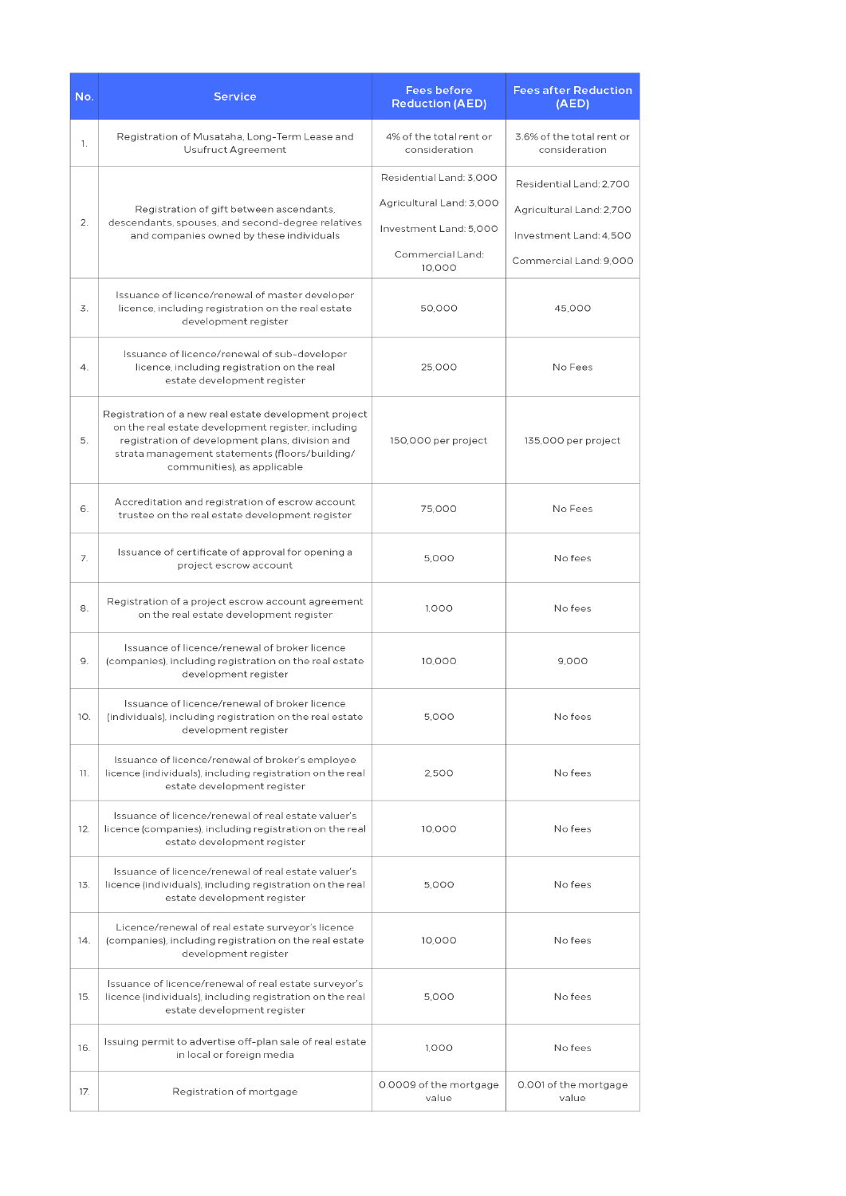| No. | Service | Fees before Reduction (AED) | Fees after Reduction (AED) |
| --- | --- | --- | --- |
| 1. | Registration of Musataha, Long-Term Lease and Usufruct Agreement | 4% of the total rent or consideration | 3.6% of the total rent or consideration |
| 2. | Registration of gift between ascendants, descendants, spouses, and second-degree relatives and companies owned by these individuals | Residential Land: 3,000<br>Agricultural Land: 3,000<br>Investment Land: 5,000<br>Commercial Land: 10,000 | Residential Land: 2,700<br>Agricultural Land: 2,700<br>Investment Land: 4,500<br>Commercial Land: 9,000 |
| 3. | Issuance of licence/renewal of master developer licence, including registration on the real estate development register | 50,000 | 45,000 |
| 4. | Issuance of licence/renewal of sub-developer licence, including registration on the real estate development register | 25,000 | No Fees |
| 5. | Registration of a new real estate development project on the real estate development register, including registration of development plans, division and strata management statements (floors/building/communities), as applicable | 150,000 per project | 135,000 per project |
| 6. | Accreditation and registration of escrow account trustee on the real estate development register | 75,000 | No Fees |
| 7. | Issuance of certificate of approval for opening a project escrow account | 5,000 | No fees |
| 8. | Registration of a project escrow account agreement on the real estate development register | 1,000 | No fees |
| 9. | Issuance of licence/renewal of broker licence (companies), including registration on the real estate development register | 10,000 | 9,000 |
| 10. | Issuance of licence/renewal of broker licence (individuals), including registration on the real estate development register | 5,000 | No fees |
| 11. | Issuance of licence/renewal of broker's employee licence (individuals), including registration on the real estate development register | 2,500 | No fees |
| 12. | Issuance of licence/renewal of real estate valuer's licence (companies), including registration on the real estate development register | 10,000 | No fees |
| 13. | Issuance of licence/renewal of real estate valuer's licence (individuals), including registration on the real estate development register | 5,000 | No fees |
| 14. | Licence/renewal of real estate surveyor's licence (companies), including registration on the real estate development register | 10,000 | No fees |
| 15. | Issuance of licence/renewal of real estate surveyor's licence (individuals), including registration on the real estate development register | 5,000 | No fees |
| 16. | Issuing permit to advertise off-plan sale of real estate in local or foreign media | 1,000 | No fees |
| 17. | Registration of mortgage | 0.0009 of the mortgage value | 0.001 of the mortgage value |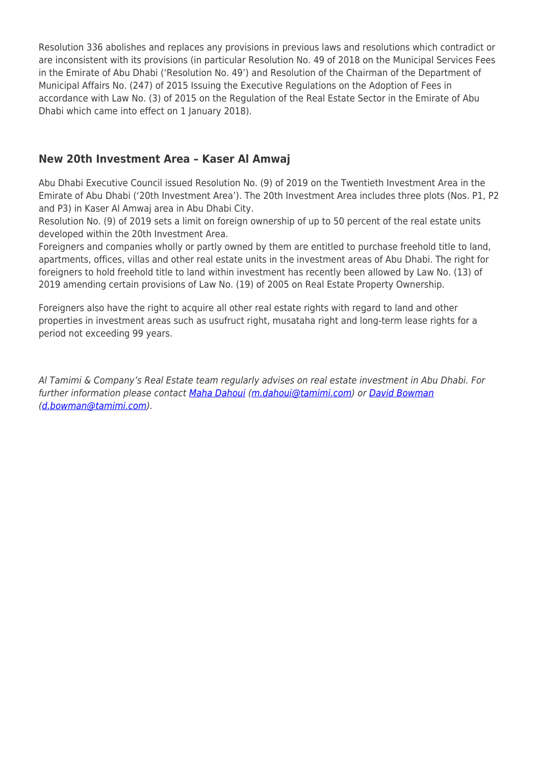Resolution 336 abolishes and replaces any provisions in previous laws and resolutions which contradict or are inconsistent with its provisions (in particular Resolution No. 49 of 2018 on the Municipal Services Fees in the Emirate of Abu Dhabi ('Resolution No. 49') and Resolution of the Chairman of the Department of Municipal Affairs No. (247) of 2015 Issuing the Executive Regulations on the Adoption of Fees in accordance with Law No. (3) of 2015 on the Regulation of the Real Estate Sector in the Emirate of Abu Dhabi which came into effect on 1 January 2018).

## New 20th Investment Area – Kaser Al Amwaj

Abu Dhabi Executive Council issued Resolution No. (9) of 2019 on the Twentieth Investment Area in the Emirate of Abu Dhabi ('20th Investment Area'). The 20th Investment Area includes three plots (Nos. P1, P2 and P3) in Kaser Al Amwaj area in Abu Dhabi City.

Resolution No. (9) of 2019 sets a limit on foreign ownership of up to 50 percent of the real estate units developed within the 20th Investment Area.

Foreigners and companies wholly or partly owned by them are entitled to purchase freehold title to land, apartments, offices, villas and other real estate units in the investment areas of Abu Dhabi. The right for foreigners to hold freehold title to land within investment has recently been allowed by Law No. (13) of 2019 amending certain provisions of Law No. (19) of 2005 on Real Estate Property Ownership.

Foreigners also have the right to acquire all other real estate rights with regard to land and other properties in investment areas such as usufruct right, musataha right and long-term lease rights for a period not exceeding 99 years.

*Al Tamimi & Company's Real Estate team regularly advises on real estate investment in Abu Dhabi. For further information please contact Maha Dahoui (m.dahoui@tamimi.com) or David Bowman (d.bowman@tamimi.com).*